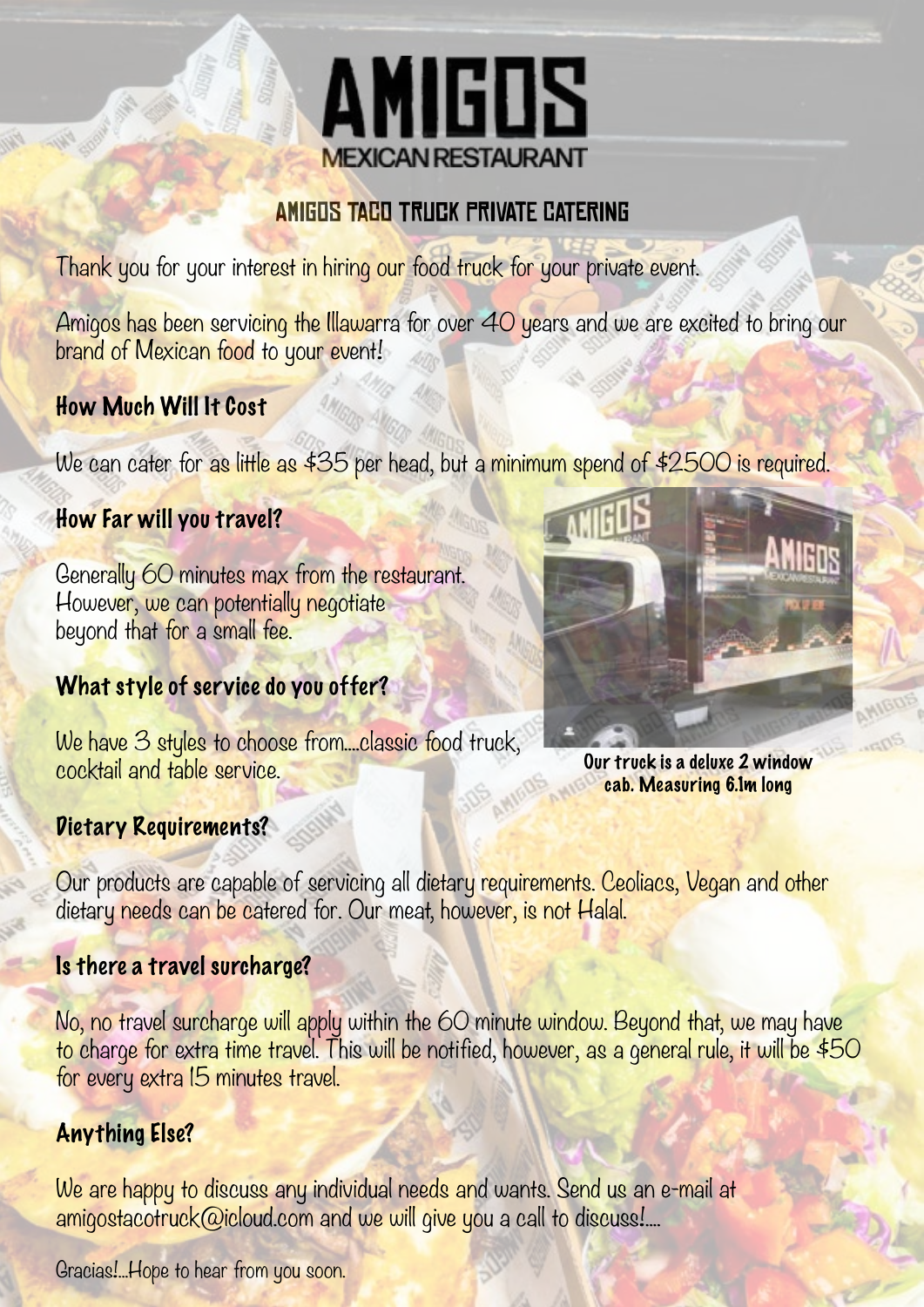# AMIGOS

MEXICAN RESTAURANT

## AMIGOS TACO TRUCK PRIVATE CATERING

Thank you for your interest in hiring our food truck for your private event.

Amigos has been servicing the Illawarra for over 40 years and we are excited to bring our brand of Mexican food to your event!

### How Much Will It Cost

We can cater for as little as $35 per head, but a minimum spend of $2500 is required.

### How Far will you travel?

Generally 60 minutes max from the restaurant. However, we can potentially negotiate beyond that for a small fee.

### What style of service do you offer?

We have 3 styles to choose from....classic food truck, cocktail and table service.

**Our truck is a deluxe 2 window cab. Measuring 6.1m long**

### Dietary Requirements?

Our products are capable of servicing all dietary requirements. Ceoliacs, Vegan and other dietary needs can be catered for. Our meat, however, is not Halal.

### Is there a travel surcharge?

No, no travel surcharge will apply within the 60 minute window. Beyond that, we may have to charge for extra time travel. This will be notified, however, as a general rule, it will be $50 for every extra 15 minutes travel.

### Anything Else?

We are happy to discuss any individual needs and wants. Send us an e-mail at amigostacotruck@icloud.com and we will give you a call to discuss!....

Gracias!...Hope to hear from you soon.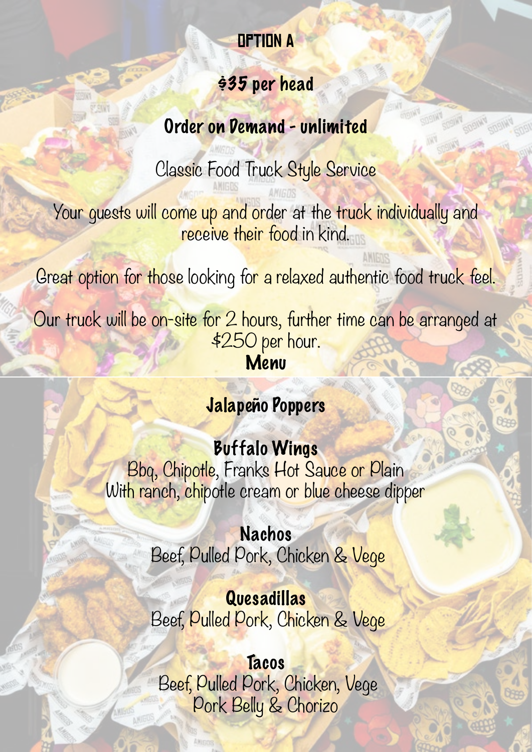# OPTION A

## $35 per head

## Order on Demand - unlimited

Classic Food Truck Style Service

Your guests will come up and order at the truck individually and receive their food in kind.

Great option for those looking for a relaxed authentic food truck feel.

Our truck will be on-site for 2 hours, further time can be arranged at $250 per hour.

## Menu

### Jalapeño Poppers

### Buffalo Wings

Bbq, Chipotle, Franks Hot Sauce or Plain
With ranch, chipotle cream or blue cheese dipper

### Nachos

Beef, Pulled Pork, Chicken & Vege

### Quesadillas

Beef, Pulled Pork, Chicken & Vege

### Tacos

Beef, Pulled Pork, Chicken, Vege
Pork Belly & Chorizo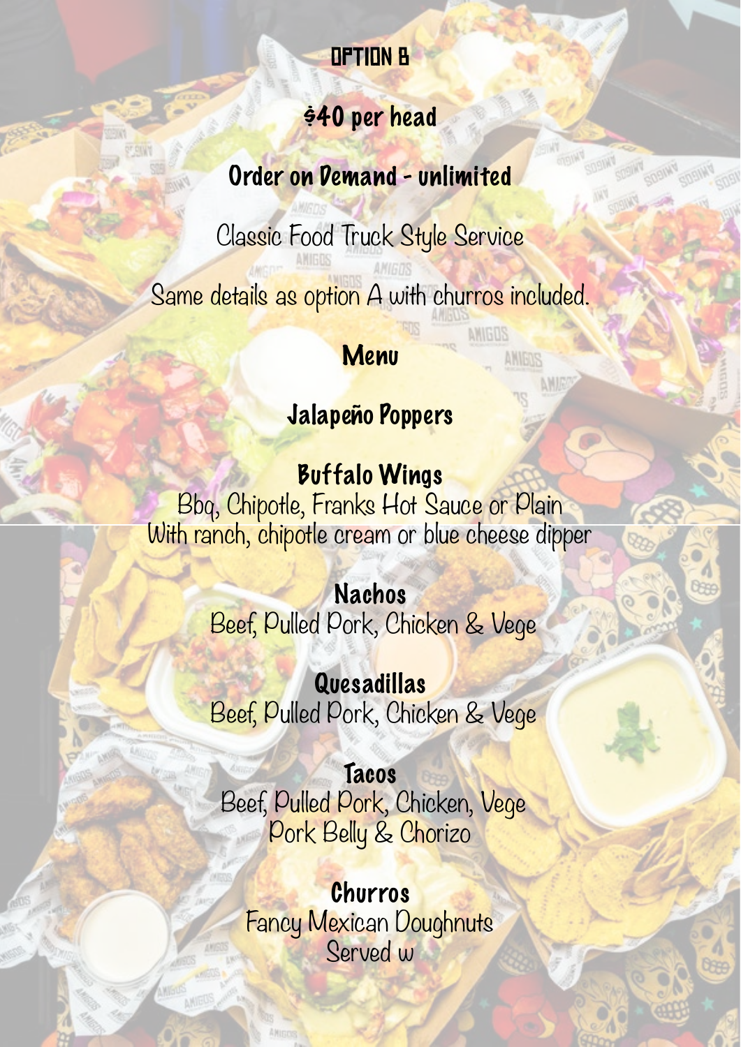# OPTION B

## $40 per head

## Order on Demand - unlimited

Classic Food Truck Style Service

Same details as option A with churros included.

## Menu

### Jalapeño Poppers

### Buffalo Wings
Bbq, Chipotle, Franks Hot Sauce or Plain
With ranch, chipotle cream or blue cheese dipper

### Nachos
Beef, Pulled Pork, Chicken & Vege

### Quesadillas
Beef, Pulled Pork, Chicken & Vege

### Tacos
Beef, Pulled Pork, Chicken, Vege
Pork Belly & Chorizo

### Churros
Fancy Mexican Doughnuts
Served w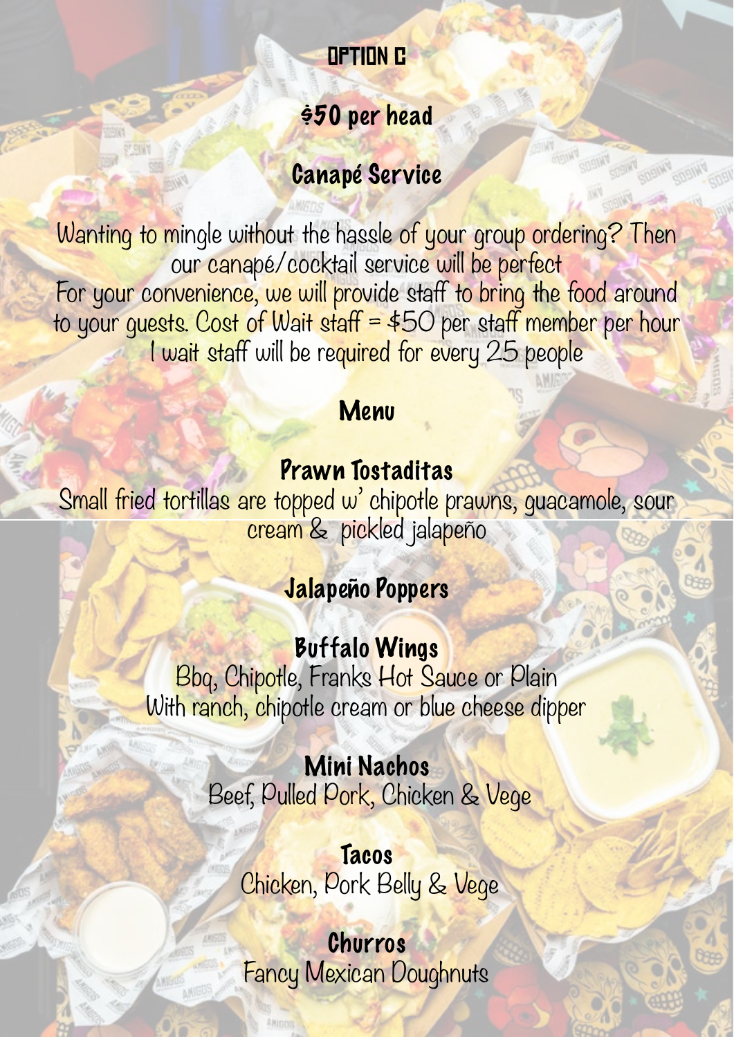# OPTION C

## $50 per head

## Canapé Service

Wanting to mingle without the hassle of your group ordering? Then our canapé/cocktail service will be perfect
For your convenience, we will provide staff to bring the food around to your guests. Cost of Wait staff = $50 per staff member per hour
1 wait staff will be required for every 25 people

## Menu

### Prawn Tostaditas

Small fried tortillas are topped w' chipotle prawns, guacamole, sour cream & pickled jalapeño

### Jalapeño Poppers

### Buffalo Wings

Bbq, Chipotle, Franks Hot Sauce or Plain
With ranch, chipotle cream or blue cheese dipper

### Mini Nachos

Beef, Pulled Pork, Chicken & Vege

### Tacos

Chicken, Pork Belly & Vege

### Churros

Fancy Mexican Doughnuts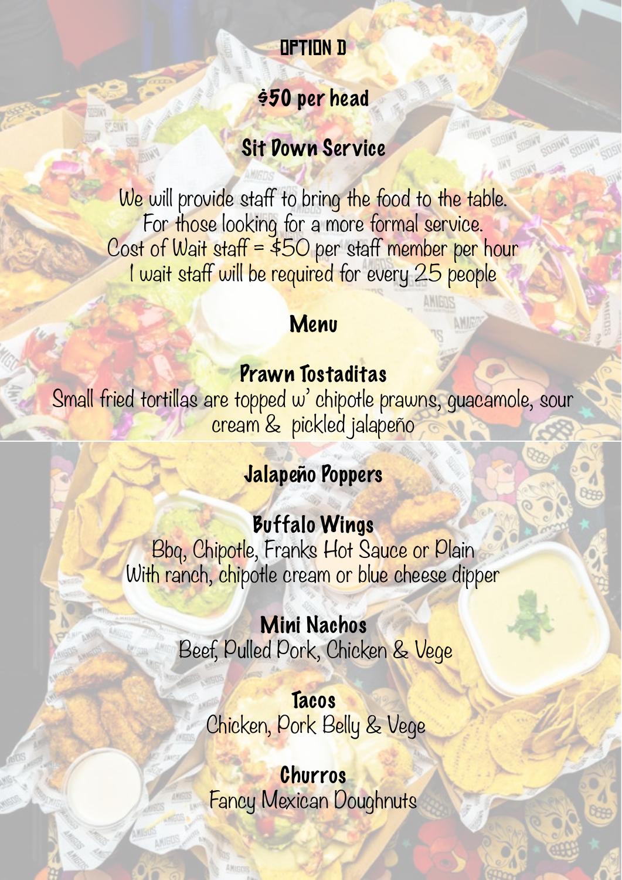# OPTION D

## $50 per head

## Sit Down Service

We will provide staff to bring the food to the table.
For those looking for a more formal service.
Cost of Wait staff = $50 per staff member per hour
1 wait staff will be required for every 25 people

## Menu

### Prawn Tostaditas

Small fried tortillas are topped w' chipotle prawns, guacamole, sour cream & pickled jalapeño

### Jalapeño Poppers

### Buffalo Wings

Bbq, Chipotle, Franks Hot Sauce or Plain
With ranch, chipotle cream or blue cheese dipper

### Mini Nachos

Beef, Pulled Pork, Chicken & Vege

### Tacos

Chicken, Pork Belly & Vege

### Churros

Fancy Mexican Doughnuts